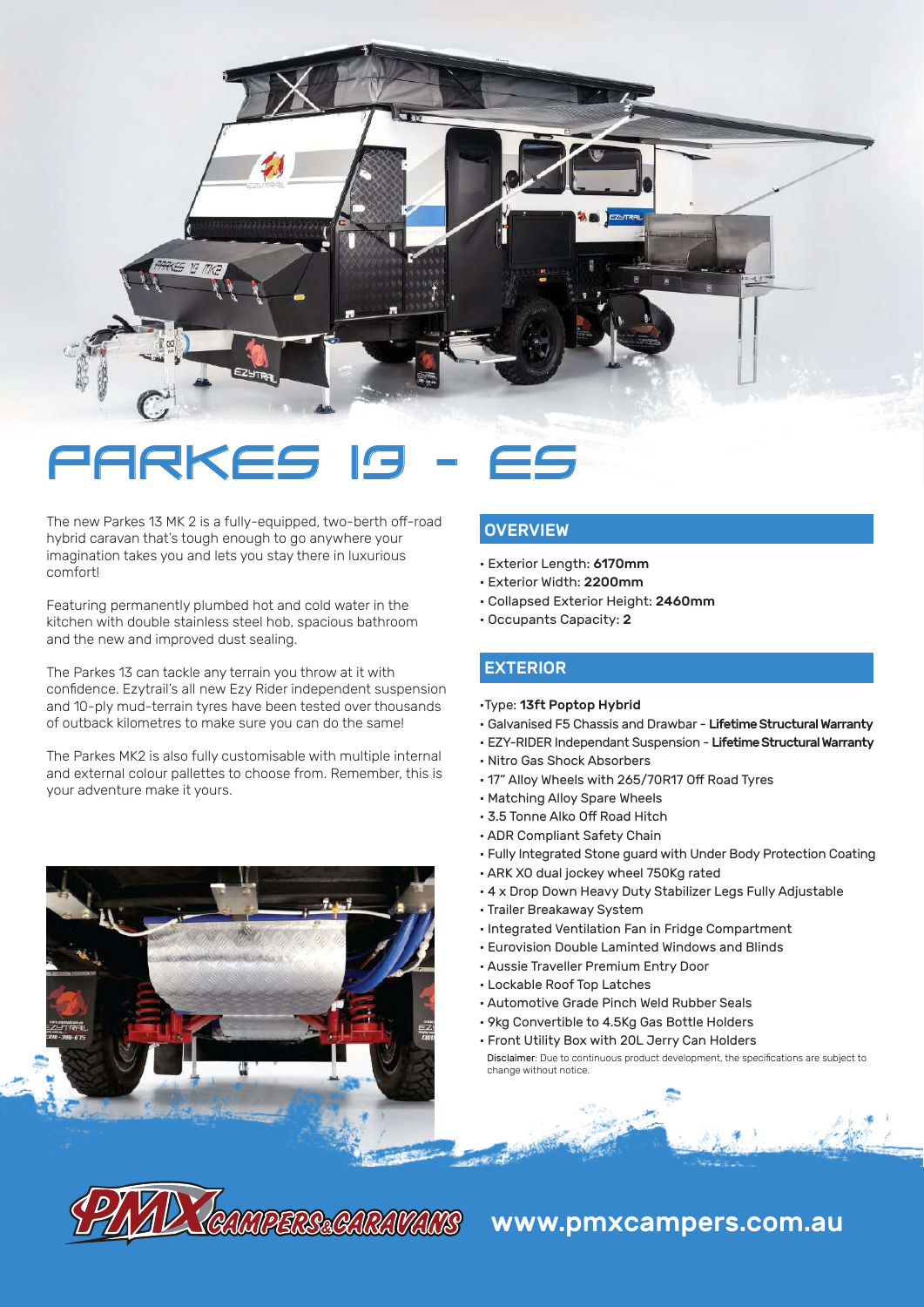# PARKES 13 - ES

The new Parkes 13 MK 2 is a fully-equipped, two-berth off-road hybrid caravan that's tough enough to go anywhere your imagination takes you and lets you stay there in luxurious comfort!

Featuring permanently plumbed hot and cold water in the kitchen with double stainless steel hob, spacious bathroom and the new and improved dust sealing.

The Parkes 13 can tackle any terrain you throw at it with confidence. Ezytrail's all new Ezy Rider independent suspension and 10-ply mud-terrain tyres have been tested over thousands of outback kilometres to make sure you can do the same!

The Parkes MK2 is also fully customisable with multiple internal and external colour pallettes to choose from. Remember, this is your adventure make it yours.

## OVERVIEW

- Exterior Length: **6170mm**
- Exterior Width: **2200mm**
- Collapsed Exterior Height: **2460mm**
- Occupants Capacity: **2**

## EXTERIOR

- Type: **13ft Poptop Hybrid**
- Galvanised F5 Chassis and Drawbar - **Lifetime Structural Warranty**
- EZY-RIDER Independant Suspension - **Lifetime Structural Warranty**
- Nitro Gas Shock Absorbers
- 17" Alloy Wheels with 265/70R17 Off Road Tyres
- Matching Alloy Spare Wheels
- 3.5 Tonne Alko Off Road Hitch
- ADR Compliant Safety Chain
- Fully Integrated Stone guard with Under Body Protection Coating
- ARK XO dual jockey wheel 750Kg rated
- 4 x Drop Down Heavy Duty Stabilizer Legs Fully Adjustable
- Trailer Breakaway System
- Integrated Ventilation Fan in Fridge Compartment
- Eurovision Double Laminted Windows and Blinds
- Aussie Traveller Premium Entry Door
- Lockable Roof Top Latches
- Automotive Grade Pinch Weld Rubber Seals
- 9kg Convertible to 4.5Kg Gas Bottle Holders
- Front Utility Box with 20L Jerry Can Holders

**Disclaimer**: Due to continuous product development, the specifications are subject to change without notice.

PMX CAMPERS & CARAVANS www.pmxcampers.com.au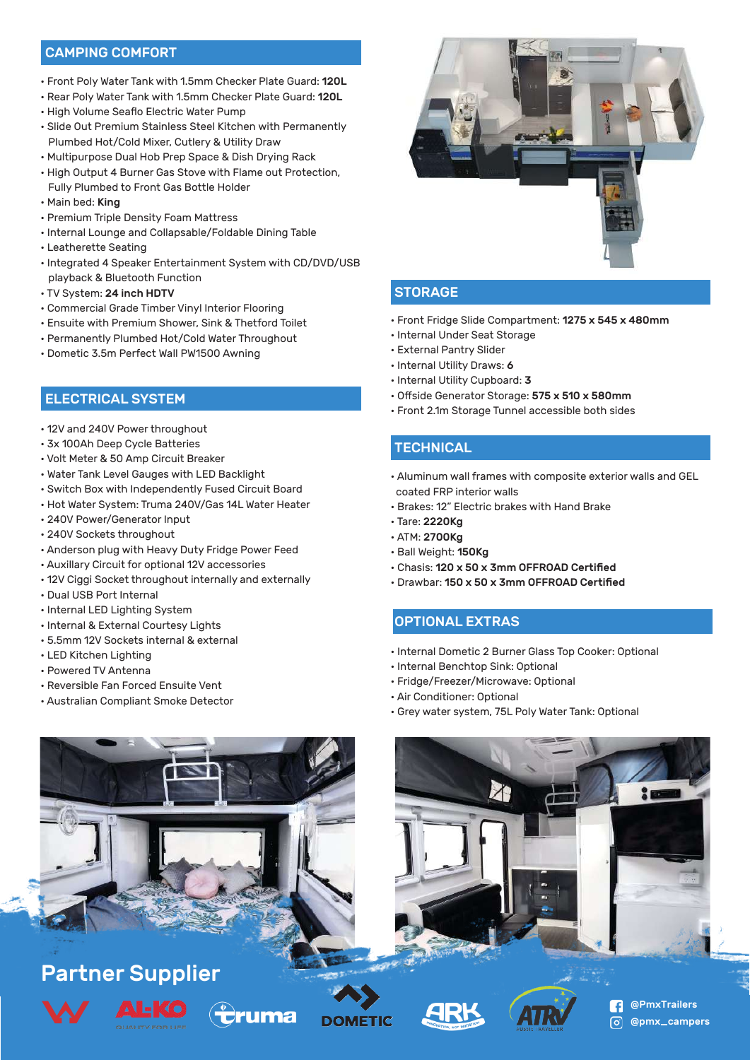## CAMPING COMFORT

- Front Poly Water Tank with 1.5mm Checker Plate Guard: **120L**
- Rear Poly Water Tank with 1.5mm Checker Plate Guard: **120L**
- High Volume Seaflo Electric Water Pump
- Slide Out Premium Stainless Steel Kitchen with Permanently Plumbed Hot/Cold Mixer, Cutlery & Utility Draw
- Multipurpose Dual Hob Prep Space & Dish Drying Rack
- High Output 4 Burner Gas Stove with Flame out Protection, Fully Plumbed to Front Gas Bottle Holder
- Main bed: **King**
- Premium Triple Density Foam Mattress
- Internal Lounge and Collapsable/Foldable Dining Table
- Leatherette Seating
- Integrated 4 Speaker Entertainment System with CD/DVD/USB playback & Bluetooth Function
- TV System: **24 inch HDTV**
- Commercial Grade Timber Vinyl Interior Flooring
- Ensuite with Premium Shower, Sink & Thetford Toilet
- Permanently Plumbed Hot/Cold Water Throughout
- Dometic 3.5m Perfect Wall PW1500 Awning

## ELECTRICAL SYSTEM

- 12V and 240V Power throughout
- 3x 100Ah Deep Cycle Batteries
- Volt Meter & 50 Amp Circuit Breaker
- Water Tank Level Gauges with LED Backlight
- Switch Box with Independently Fused Circuit Board
- Hot Water System: Truma 240V/Gas 14L Water Heater
- 240V Power/Generator Input
- 240V Sockets throughout
- Anderson plug with Heavy Duty Fridge Power Feed
- Auxillary Circuit for optional 12V accessories
- 12V Ciggi Socket throughout internally and externally
- Dual USB Port Internal
- Internal LED Lighting System
- Internal & External Courtesy Lights
- 5.5mm 12V Sockets internal & external
- LED Kitchen Lighting
- Powered TV Antenna
- Reversible Fan Forced Ensuite Vent
- Australian Compliant Smoke Detector

## STORAGE

- Front Fridge Slide Compartment: **1275 x 545 x 480mm**
- Internal Under Seat Storage
- External Pantry Slider
- Internal Utility Draws: **6**
- Internal Utility Cupboard: **3**
- Offside Generator Storage: **575 x 510 x 580mm**
- Front 2.1m Storage Tunnel accessible both sides

## TECHNICAL

- Aluminum wall frames with composite exterior walls and GEL coated FRP interior walls
- Brakes: 12" Electric brakes with Hand Brake
- Tare: **2220Kg**
- ATM: **2700Kg**
- Ball Weight: **150Kg**
- Chasis: **120 x 50 x 3mm OFFROAD Certified**
- Drawbar: **150 x 50 x 3mm OFFROAD Certified**

## OPTIONAL EXTRAS

- Internal Dometic 2 Burner Glass Top Cooker: Optional
- Internal Benchtop Sink: Optional
- Fridge/Freezer/Microwave: Optional
- Air Conditioner: Optional
- Grey water system, 75L Poly Water Tank: Optional

## Partner Supplier

@PmxTrailers

@pmx_campers